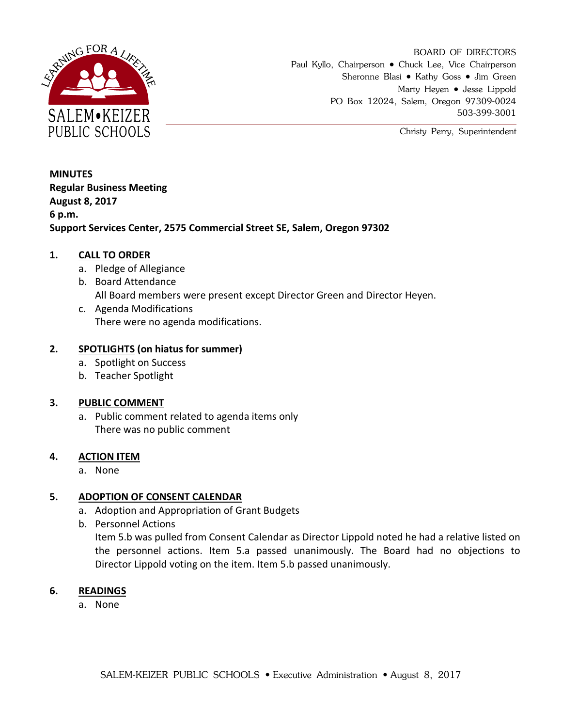SALEM•KEIZER PUBLIC SCHOOLS

LEARNING FOR A LIFETIME

BOARD OF DIRECTORS
Paul Kyllo, Chairperson • Chuck Lee, Vice Chairperson
Sheronne Blasi • Kathy Goss • Jim Green
Marty Heyen • Jesse Lippold
PO Box 12024, Salem, Oregon 97309-0024
503-399-3001

Christy Perry, Superintendent

**MINUTES**
**Regular Business Meeting**
**August 8, 2017**
**6 p.m.**
**Support Services Center, 2575 Commercial Street SE, Salem, Oregon 97302**

**1. CALL TO ORDER**

a. Pledge of Allegiance
b. Board Attendance
All Board members were present except Director Green and Director Heyen.
c. Agenda Modifications
There were no agenda modifications.

**2. SPOTLIGHTS (on hiatus for summer)**

a. Spotlight on Success
b. Teacher Spotlight

**3. PUBLIC COMMENT**

a. Public comment related to agenda items only
There was no public comment

**4. ACTION ITEM**

a. None

**5. ADOPTION OF CONSENT CALENDAR**

a. Adoption and Appropriation of Grant Budgets
b. Personnel Actions
Item 5.b was pulled from Consent Calendar as Director Lippold noted he had a relative listed on the personnel actions. Item 5.a passed unanimously. The Board had no objections to Director Lippold voting on the item. Item 5.b passed unanimously.

**6. READINGS**

a. None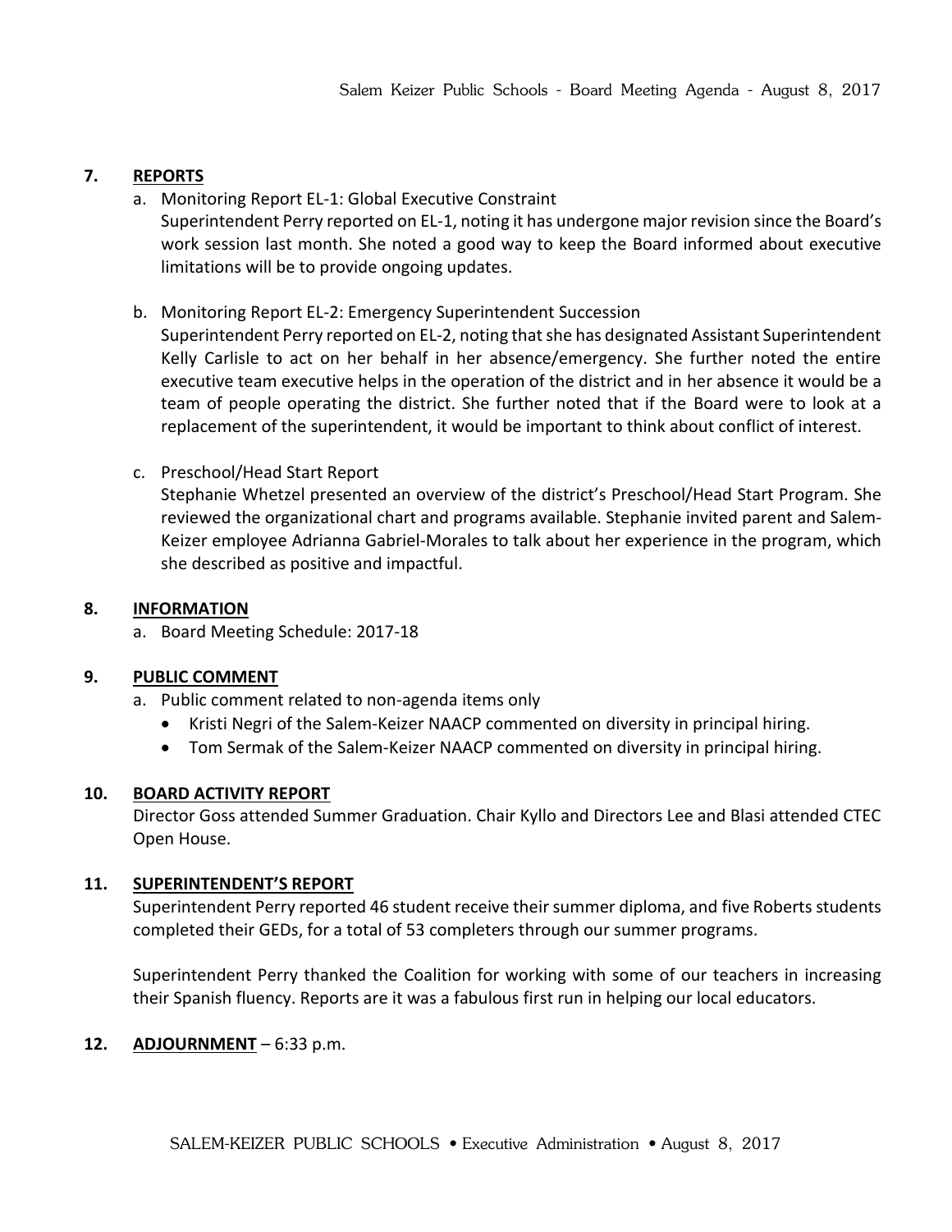## 7. REPORTS

a. Monitoring Report EL-1: Global Executive Constraint
Superintendent Perry reported on EL-1, noting it has undergone major revision since the Board's work session last month. She noted a good way to keep the Board informed about executive limitations will be to provide ongoing updates.

b. Monitoring Report EL-2: Emergency Superintendent Succession
Superintendent Perry reported on EL-2, noting that she has designated Assistant Superintendent Kelly Carlisle to act on her behalf in her absence/emergency. She further noted the entire executive team executive helps in the operation of the district and in her absence it would be a team of people operating the district. She further noted that if the Board were to look at a replacement of the superintendent, it would be important to think about conflict of interest.

c. Preschool/Head Start Report
Stephanie Whetzel presented an overview of the district's Preschool/Head Start Program. She reviewed the organizational chart and programs available. Stephanie invited parent and Salem-Keizer employee Adrianna Gabriel-Morales to talk about her experience in the program, which she described as positive and impactful.

## 8. INFORMATION

a. Board Meeting Schedule: 2017-18

## 9. PUBLIC COMMENT

a. Public comment related to non-agenda items only
- Kristi Negri of the Salem-Keizer NAACP commented on diversity in principal hiring.
- Tom Sermak of the Salem-Keizer NAACP commented on diversity in principal hiring.

## 10. BOARD ACTIVITY REPORT

Director Goss attended Summer Graduation. Chair Kyllo and Directors Lee and Blasi attended CTEC Open House.

## 11. SUPERINTENDENT'S REPORT

Superintendent Perry reported 46 student receive their summer diploma, and five Roberts students completed their GEDs, for a total of 53 completers through our summer programs.

Superintendent Perry thanked the Coalition for working with some of our teachers in increasing their Spanish fluency. Reports are it was a fabulous first run in helping our local educators.

## 12. ADJOURNMENT – 6:33 p.m.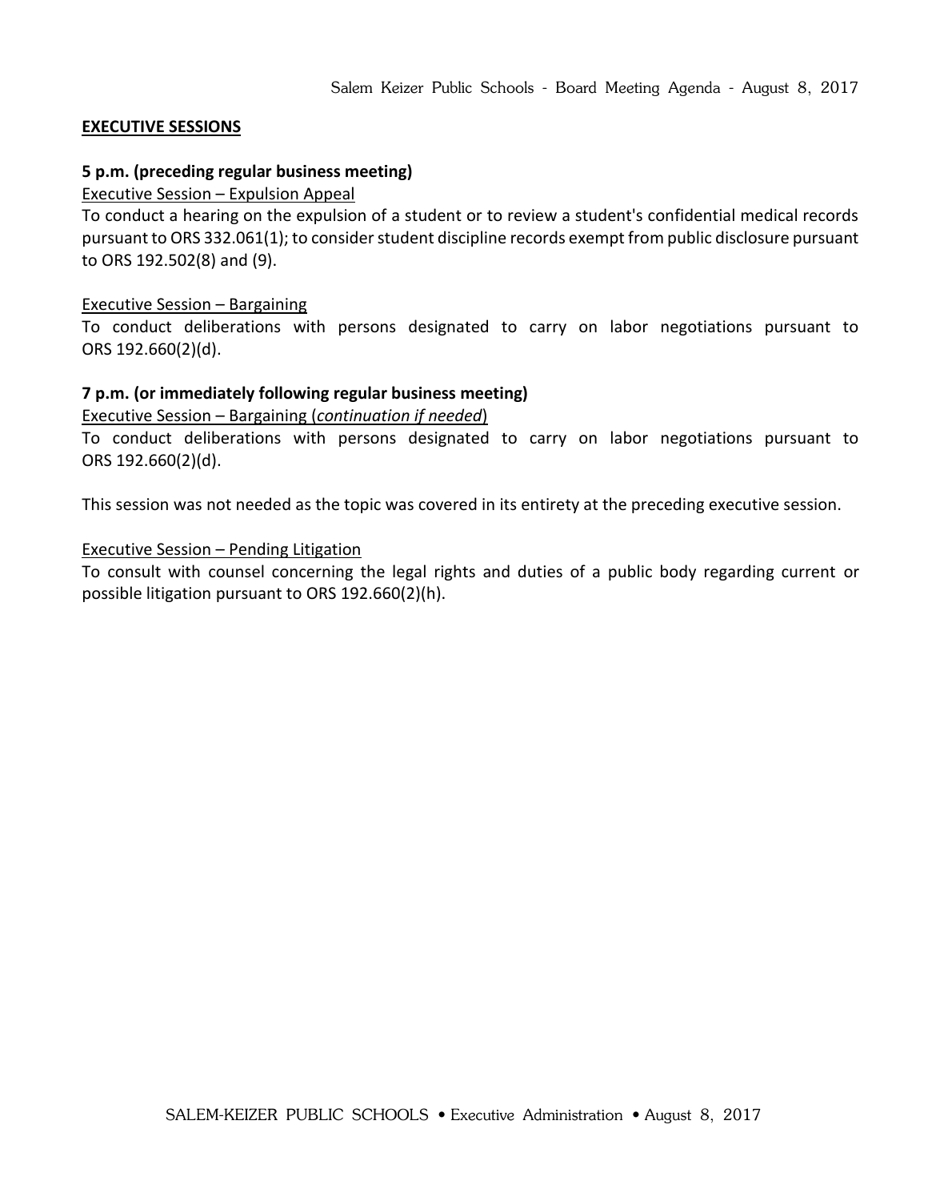**EXECUTIVE SESSIONS**

**5 p.m. (preceding regular business meeting)**

Executive Session – Expulsion Appeal

To conduct a hearing on the expulsion of a student or to review a student's confidential medical records pursuant to ORS 332.061(1); to consider student discipline records exempt from public disclosure pursuant to ORS 192.502(8) and (9).

Executive Session – Bargaining

To conduct deliberations with persons designated to carry on labor negotiations pursuant to ORS 192.660(2)(d).

**7 p.m. (or immediately following regular business meeting)**

Executive Session – Bargaining (*continuation if needed*)

To conduct deliberations with persons designated to carry on labor negotiations pursuant to ORS 192.660(2)(d).

This session was not needed as the topic was covered in its entirety at the preceding executive session.

Executive Session – Pending Litigation

To consult with counsel concerning the legal rights and duties of a public body regarding current or possible litigation pursuant to ORS 192.660(2)(h).